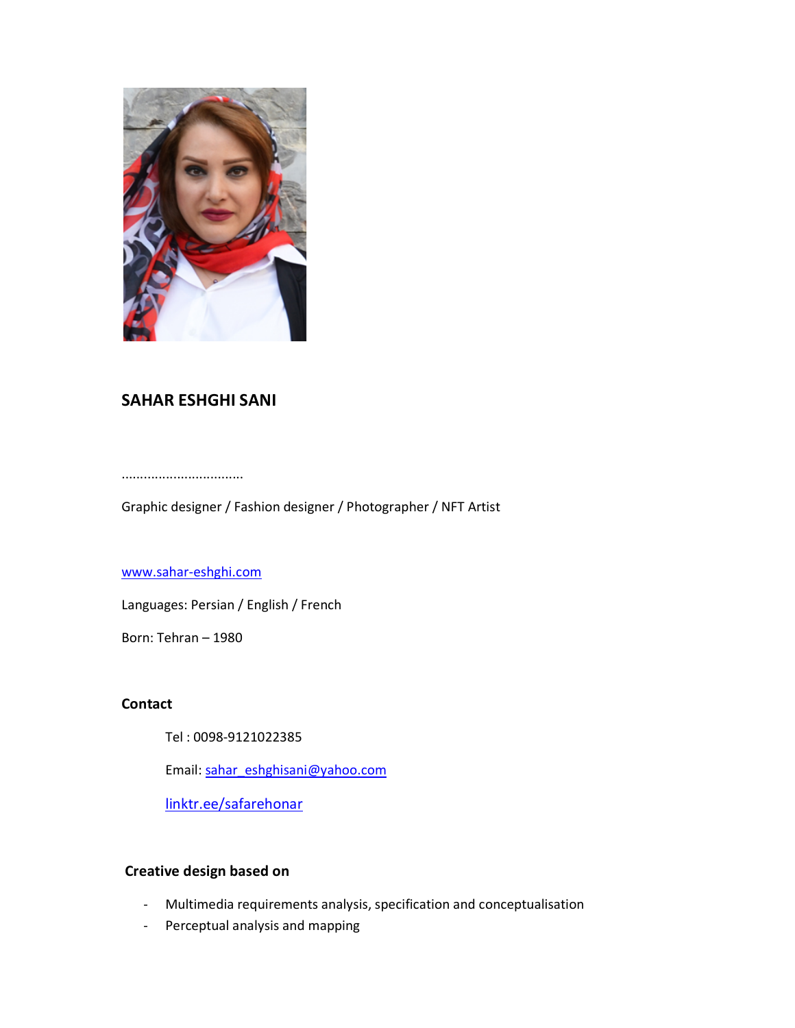## SAHAR ESHGHI SANI

................................

Graphic designer / Fashion designer / Photographer / NFT Artist

www.sahar-eshghi.com

Languages: Persian / English / French

Born: Tehran – 1980

### Contact

Tel : 0098-9121022385

Email: sahar_eshghisani@yahoo.com

linktr.ee/safarehonar

### Creative design based on

- Multimedia requirements analysis, specification and conceptualisation
- Perceptual analysis and mapping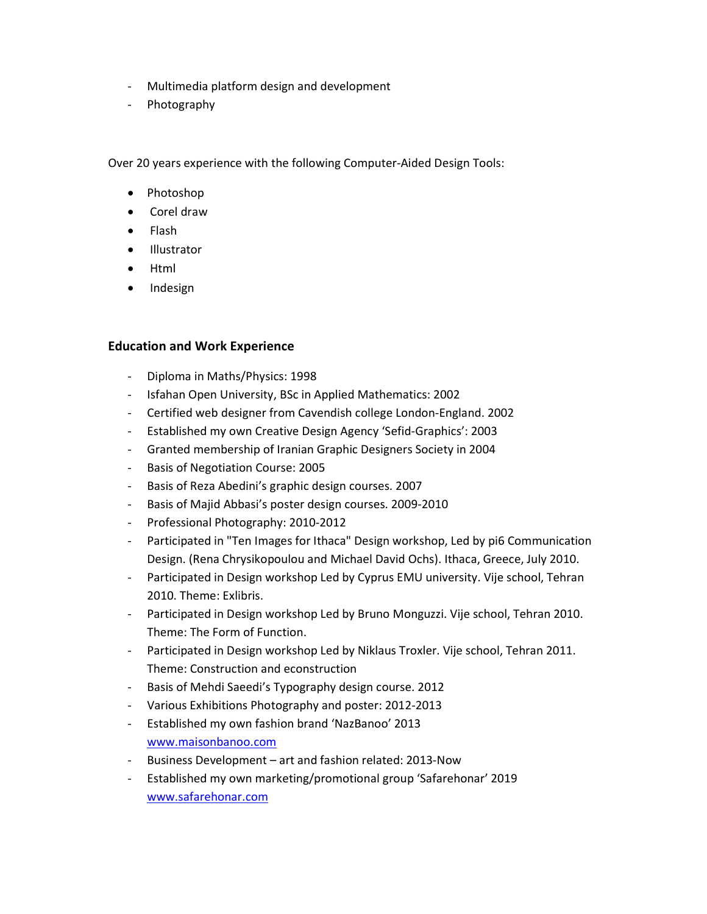- Multimedia platform design and development
- Photography

Over 20 years experience with the following Computer-Aided Design Tools:

- Photoshop
- Corel draw
- Flash
- Illustrator
- Html
- Indesign

### Education and Work Experience

- Diploma in Maths/Physics: 1998
- Isfahan Open University, BSc in Applied Mathematics: 2002
- Certified web designer from Cavendish college London-England. 2002
- Established my own Creative Design Agency 'Sefid-Graphics': 2003
- Granted membership of Iranian Graphic Designers Society in 2004
- Basis of Negotiation Course: 2005
- Basis of Reza Abedini's graphic design courses. 2007
- Basis of Majid Abbasi's poster design courses. 2009-2010
- Professional Photography: 2010-2012
- Participated in "Ten Images for Ithaca" Design workshop, Led by pi6 Communication Design. (Rena Chrysikopoulou and Michael David Ochs). Ithaca, Greece, July 2010.
- Participated in Design workshop Led by Cyprus EMU university. Vije school, Tehran 2010. Theme: Exlibris.
- Participated in Design workshop Led by Bruno Monguzzi. Vije school, Tehran 2010. Theme: The Form of Function.
- Participated in Design workshop Led by Niklaus Troxler. Vije school, Tehran 2011. Theme: Construction and econstruction
- Basis of Mehdi Saeedi's Typography design course. 2012
- Various Exhibitions Photography and poster: 2012-2013
- Established my own fashion brand 'NazBanoo' 2013 [www.maisonbanoo.com](www.maisonbanoo.com)
- Business Development – art and fashion related: 2013-Now
- Established my own marketing/promotional group 'Safarehonar' 2019 [www.safarehonar.com](www.safarehonar.com)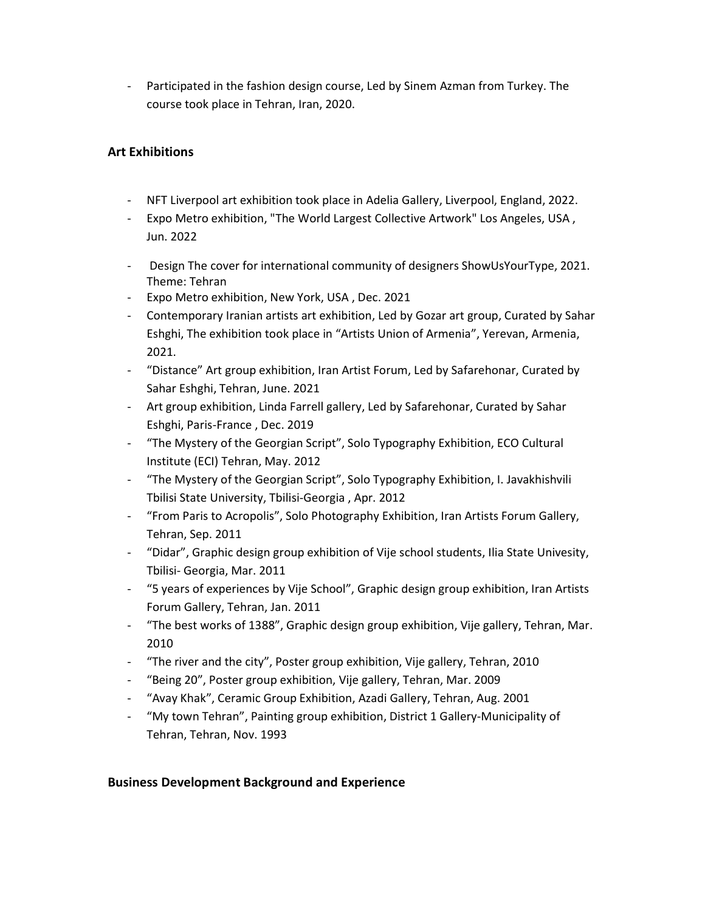- Participated in the fashion design course, Led by Sinem Azman from Turkey. The course took place in Tehran, Iran, 2020.

**Art Exhibitions**

- NFT Liverpool art exhibition took place in Adelia Gallery, Liverpool, England, 2022.
- Expo Metro exhibition, "The World Largest Collective Artwork" Los Angeles, USA , Jun. 2022
- Design The cover for international community of designers ShowUsYourType, 2021. Theme: Tehran
- Expo Metro exhibition, New York, USA , Dec. 2021
- Contemporary Iranian artists art exhibition, Led by Gozar art group, Curated by Sahar Eshghi, The exhibition took place in “Artists Union of Armenia”, Yerevan, Armenia, 2021.
- “Distance” Art group exhibition, Iran Artist Forum, Led by Safarehonar, Curated by Sahar Eshghi, Tehran, June. 2021
- Art group exhibition, Linda Farrell gallery, Led by Safarehonar, Curated by Sahar Eshghi, Paris-France , Dec. 2019
- “The Mystery of the Georgian Script”, Solo Typography Exhibition, ECO Cultural Institute (ECI) Tehran, May. 2012
- “The Mystery of the Georgian Script”, Solo Typography Exhibition, I. Javakhishvili Tbilisi State University, Tbilisi-Georgia , Apr. 2012
- “From Paris to Acropolis”, Solo Photography Exhibition, Iran Artists Forum Gallery, Tehran, Sep. 2011
- “Didar”, Graphic design group exhibition of Vije school students, Ilia State Univesity, Tbilisi- Georgia, Mar. 2011
- “5 years of experiences by Vije School”, Graphic design group exhibition, Iran Artists Forum Gallery, Tehran, Jan. 2011
- “The best works of 1388”, Graphic design group exhibition, Vije gallery, Tehran, Mar. 2010
- “The river and the city”, Poster group exhibition, Vije gallery, Tehran, 2010
- “Being 20”, Poster group exhibition, Vije gallery, Tehran, Mar. 2009
- “Avay Khak”, Ceramic Group Exhibition, Azadi Gallery, Tehran, Aug. 2001
- “My town Tehran”, Painting group exhibition, District 1 Gallery-Municipality of Tehran, Tehran, Nov. 1993

**Business Development Background and Experience**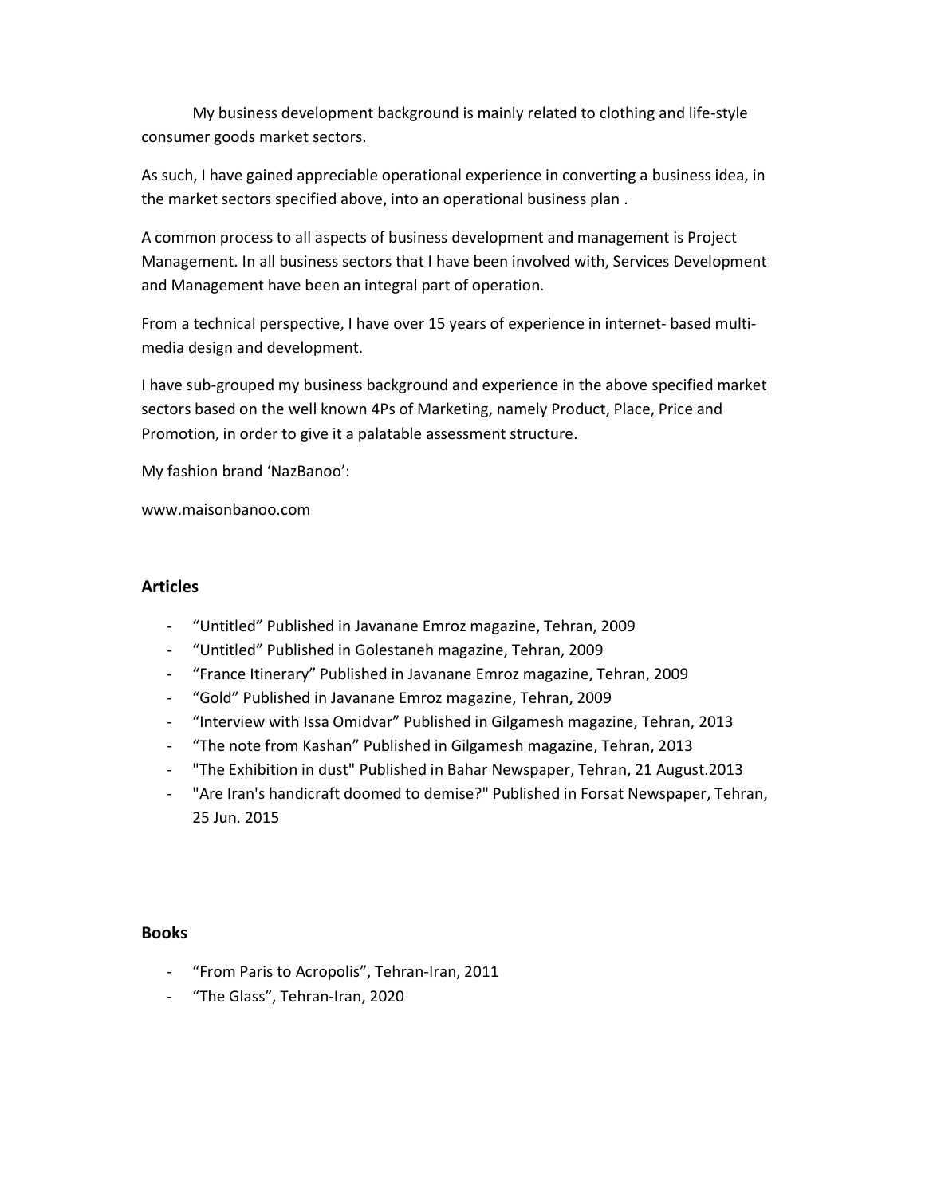My business development background is mainly related to clothing and life-style consumer goods market sectors.

As such, I have gained appreciable operational experience in converting a business idea, in the market sectors specified above, into an operational business plan .

A common process to all aspects of business development and management is Project Management. In all business sectors that I have been involved with, Services Development and Management have been an integral part of operation.

From a technical perspective, I have over 15 years of experience in internet- based multi-media design and development.

I have sub-grouped my business background and experience in the above specified market sectors based on the well known 4Ps of Marketing, namely Product, Place, Price and Promotion, in order to give it a palatable assessment structure.

My fashion brand 'NazBanoo':

www.maisonbanoo.com

### Articles

- "Untitled" Published in Javanane Emroz magazine, Tehran, 2009
- "Untitled" Published in Golestaneh magazine, Tehran, 2009
- "France Itinerary" Published in Javanane Emroz magazine, Tehran, 2009
- "Gold" Published in Javanane Emroz magazine, Tehran, 2009
- "Interview with Issa Omidvar" Published in Gilgamesh magazine, Tehran, 2013
- "The note from Kashan" Published in Gilgamesh magazine, Tehran, 2013
- "The Exhibition in dust" Published in Bahar Newspaper, Tehran, 21 August.2013
- "Are Iran's handicraft doomed to demise?" Published in Forsat Newspaper, Tehran, 25 Jun. 2015

### Books

- "From Paris to Acropolis", Tehran-Iran, 2011
- "The Glass", Tehran-Iran, 2020